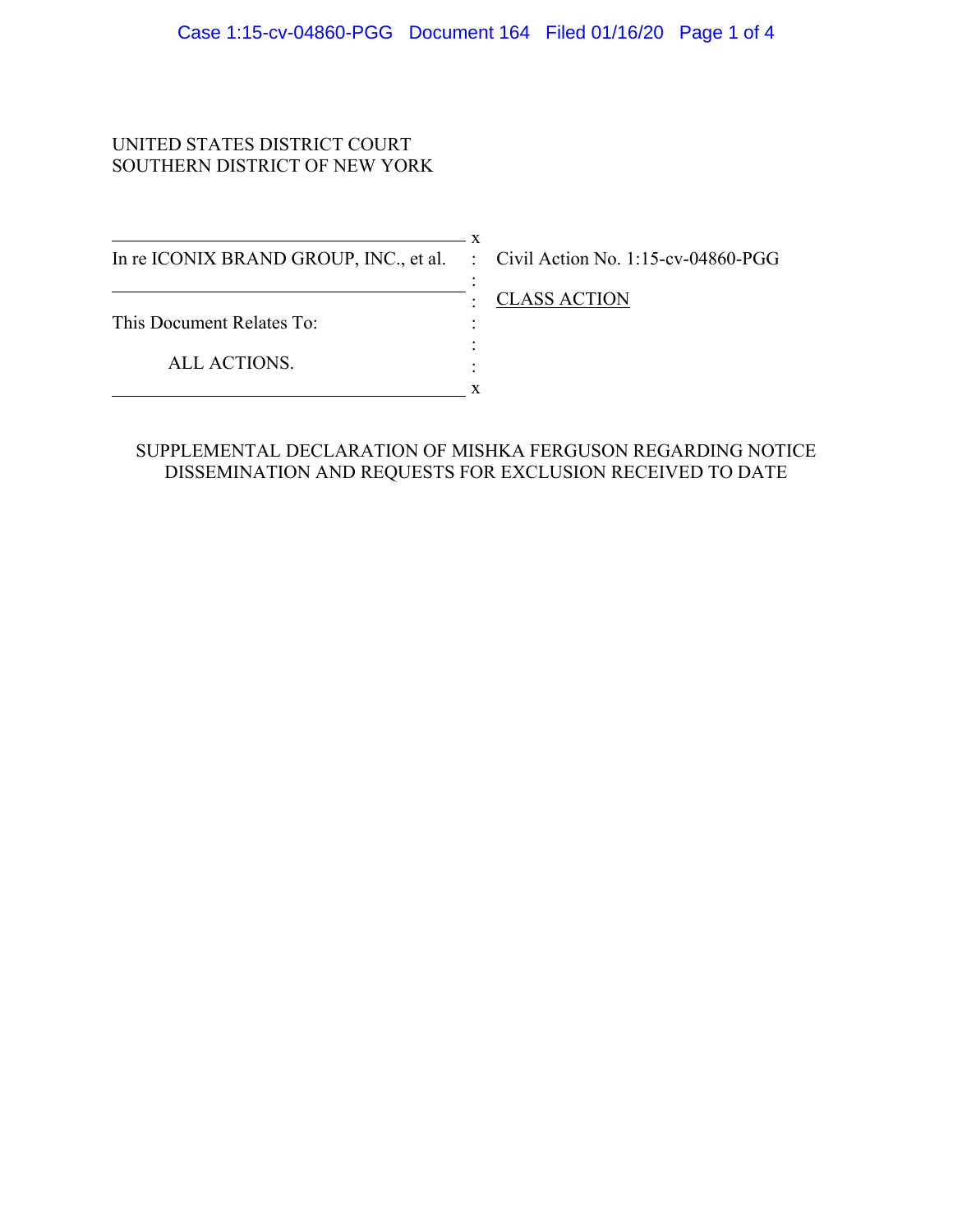UNITED STATES DISTRICT COURT
SOUTHERN DISTRICT OF NEW YORK

| | | |
|---|---|---|
| In re ICONIX BRAND GROUP, INC., et al. | : | Civil Action No. 1:15-cv-04860-PGG |
| | : | CLASS ACTION |
| This Document Relates To: | : | |
| ALL ACTIONS. | : | |

SUPPLEMENTAL DECLARATION OF MISHKA FERGUSON REGARDING NOTICE DISSEMINATION AND REQUESTS FOR EXCLUSION RECEIVED TO DATE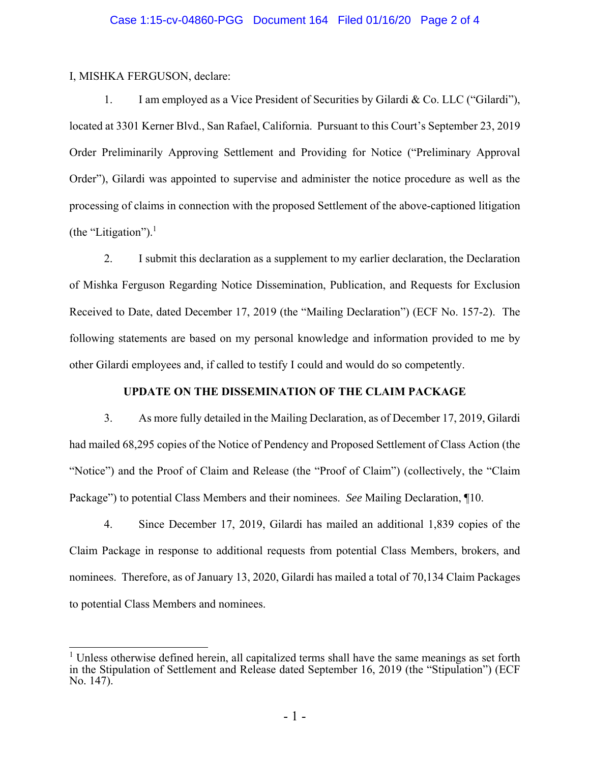I, MISHKA FERGUSON, declare:

1. I am employed as a Vice President of Securities by Gilardi & Co. LLC ("Gilardi"), located at 3301 Kerner Blvd., San Rafael, California. Pursuant to this Court's September 23, 2019 Order Preliminarily Approving Settlement and Providing for Notice ("Preliminary Approval Order"), Gilardi was appointed to supervise and administer the notice procedure as well as the processing of claims in connection with the proposed Settlement of the above-captioned litigation (the "Litigation").[1]

2. I submit this declaration as a supplement to my earlier declaration, the Declaration of Mishka Ferguson Regarding Notice Dissemination, Publication, and Requests for Exclusion Received to Date, dated December 17, 2019 (the "Mailing Declaration") (ECF No. 157-2). The following statements are based on my personal knowledge and information provided to me by other Gilardi employees and, if called to testify I could and would do so competently.

## UPDATE ON THE DISSEMINATION OF THE CLAIM PACKAGE

3. As more fully detailed in the Mailing Declaration, as of December 17, 2019, Gilardi had mailed 68,295 copies of the Notice of Pendency and Proposed Settlement of Class Action (the "Notice") and the Proof of Claim and Release (the "Proof of Claim") (collectively, the "Claim Package") to potential Class Members and their nominees. *See* Mailing Declaration, ¶10.

4. Since December 17, 2019, Gilardi has mailed an additional 1,839 copies of the Claim Package in response to additional requests from potential Class Members, brokers, and nominees. Therefore, as of January 13, 2020, Gilardi has mailed a total of 70,134 Claim Packages to potential Class Members and nominees.

---

[1] Unless otherwise defined herein, all capitalized terms shall have the same meanings as set forth in the Stipulation of Settlement and Release dated September 16, 2019 (the "Stipulation") (ECF No. 147).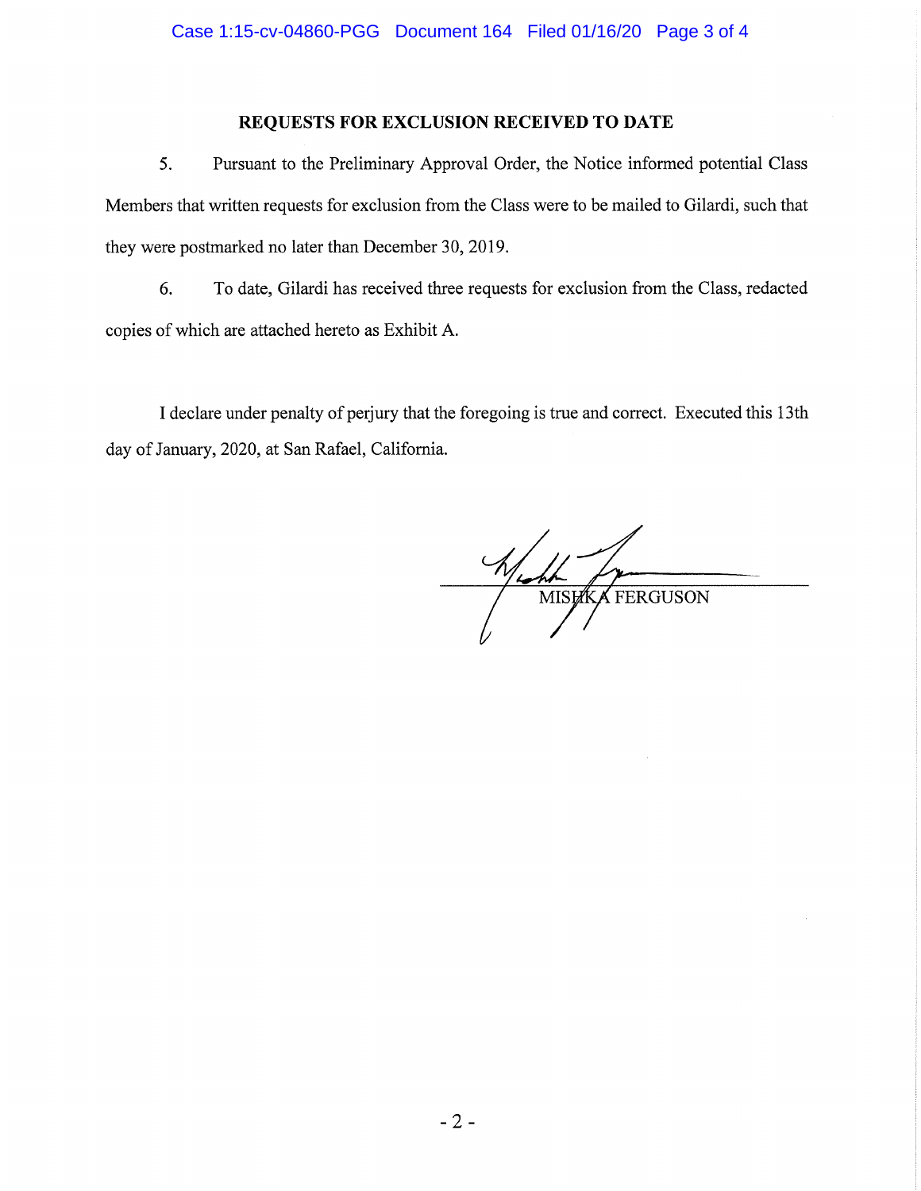## REQUESTS FOR EXCLUSION RECEIVED TO DATE

5. Pursuant to the Preliminary Approval Order, the Notice informed potential Class Members that written requests for exclusion from the Class were to be mailed to Gilardi, such that they were postmarked no later than December 30, 2019.

6. To date, Gilardi has received three requests for exclusion from the Class, redacted copies of which are attached hereto as Exhibit A.

I declare under penalty of perjury that the foregoing is true and correct. Executed this 13th day of January, 2020, at San Rafael, California.

MISHKA FERGUSON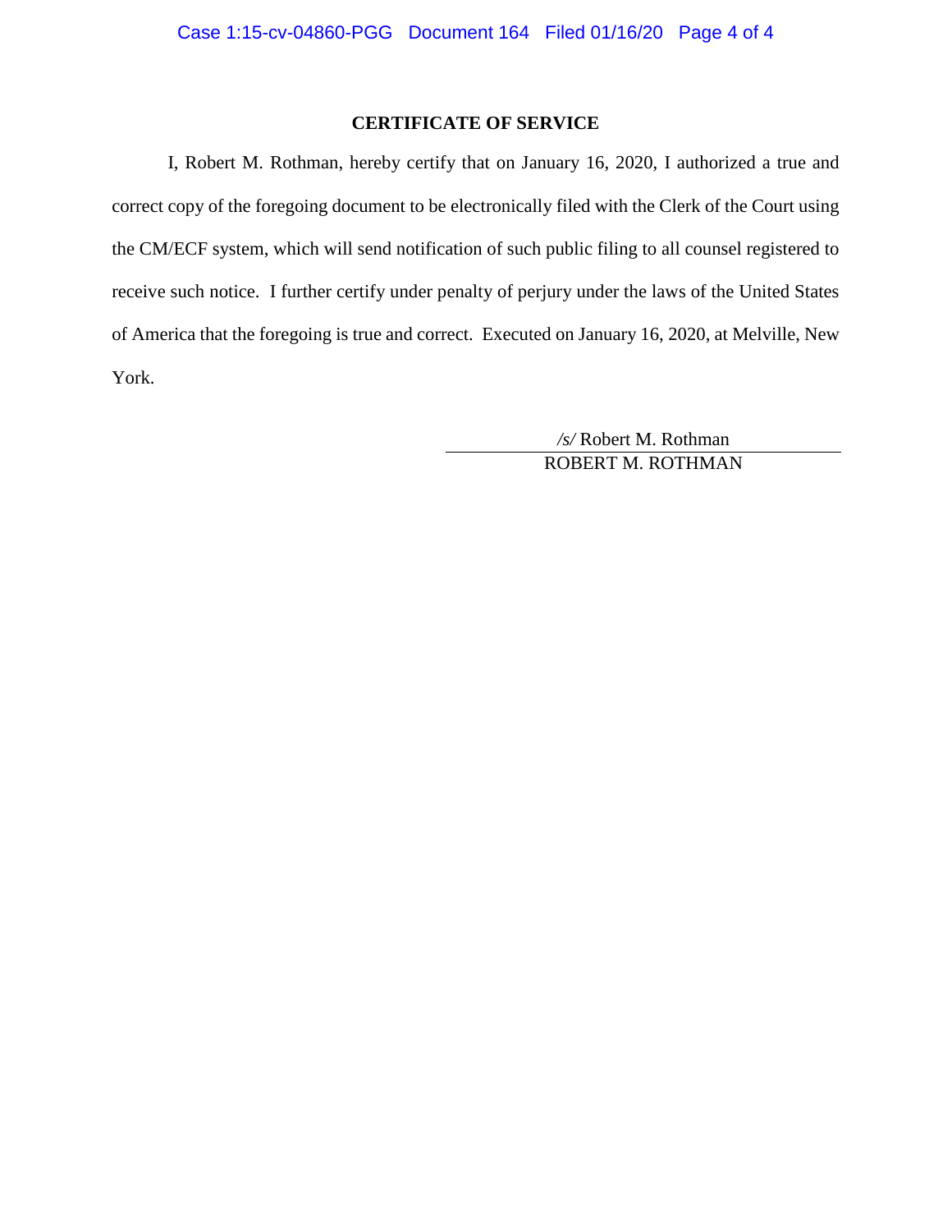## CERTIFICATE OF SERVICE

I, Robert M. Rothman, hereby certify that on January 16, 2020, I authorized a true and correct copy of the foregoing document to be electronically filed with the Clerk of the Court using the CM/ECF system, which will send notification of such public filing to all counsel registered to receive such notice. I further certify under penalty of perjury under the laws of the United States of America that the foregoing is true and correct. Executed on January 16, 2020, at Melville, New York.

*/s/* Robert M. Rothman

ROBERT M. ROTHMAN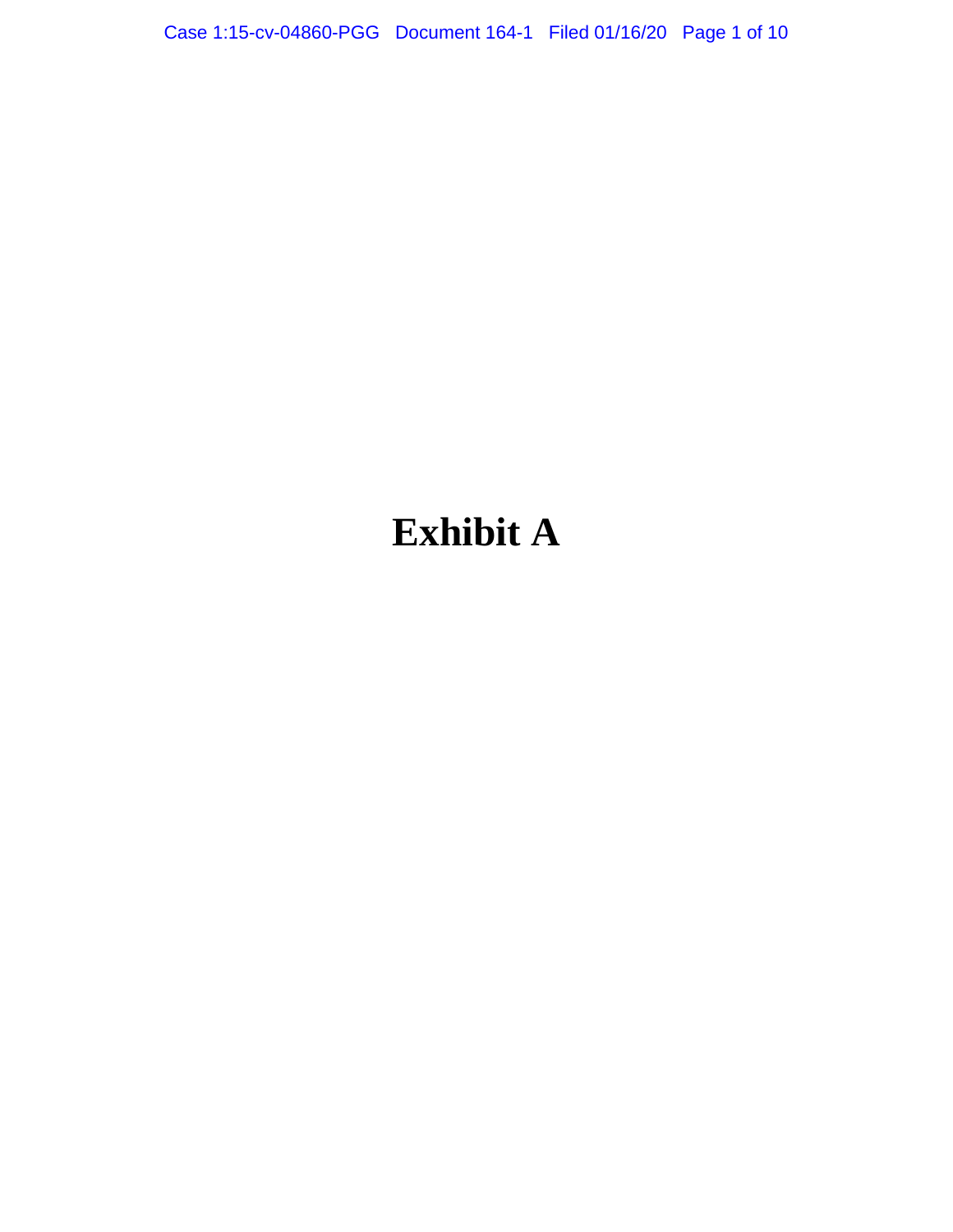# Exhibit A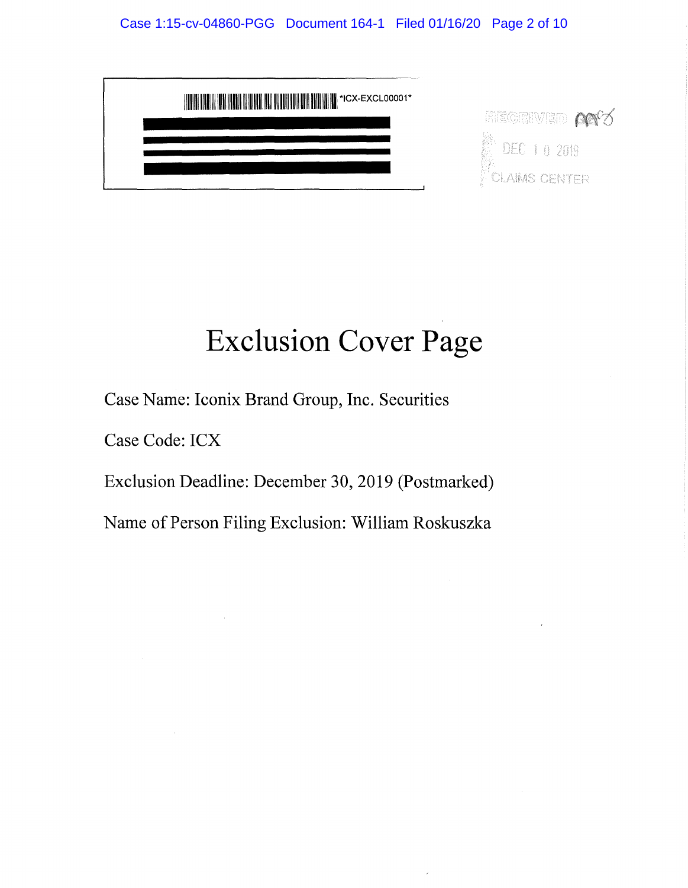*ICX-EXCL00001*

RECEIVED
DEC 10 2019
CLAIMS CENTER

# Exclusion Cover Page

Case Name: Iconix Brand Group, Inc. Securities

Case Code: ICX

Exclusion Deadline: December 30, 2019 (Postmarked)

Name of Person Filing Exclusion: William Roskuszka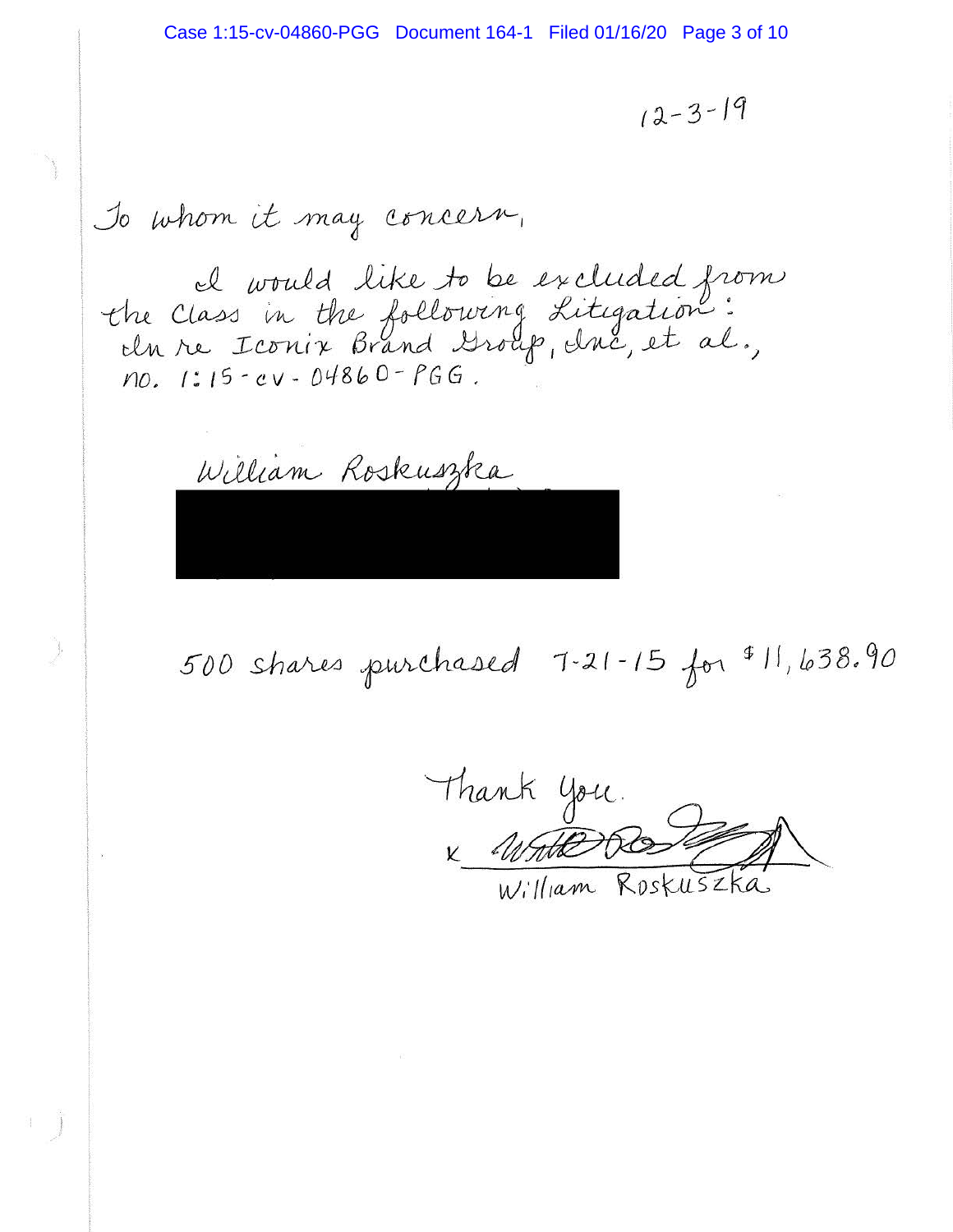12-3-19

To whom it may concern,

I would like to be excluded from the Class in the following Litigation: In re Iconix Brand Group, Inc, et al., no. 1:15-cv-04860-PGG.

William Roskuszka

500 shares purchased 7-21-15 for $11,638.90

Thank You.

x [signature]

William Roskuszka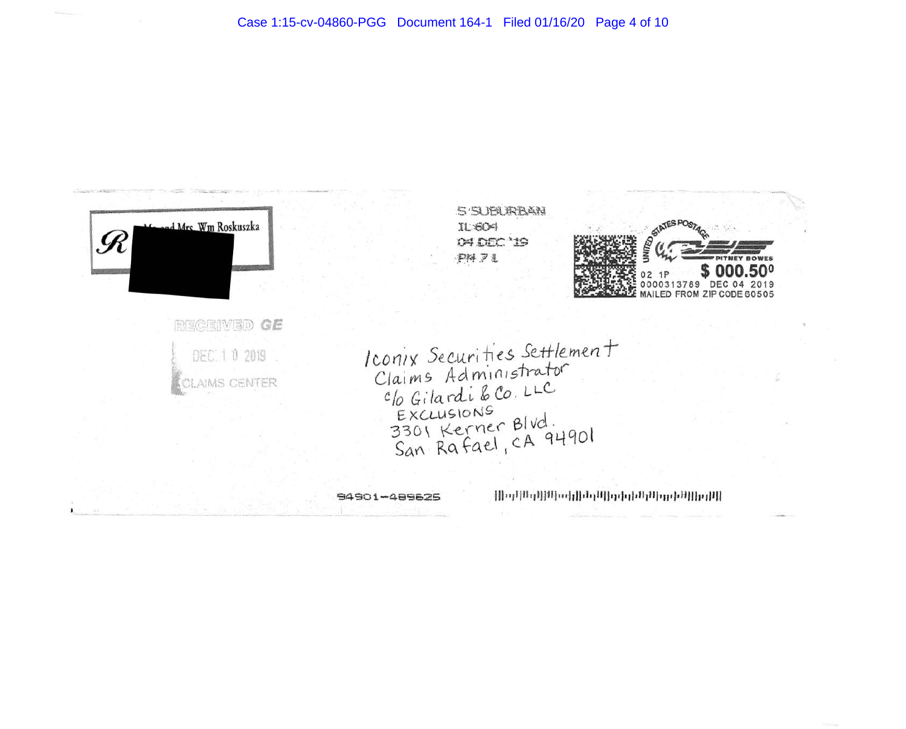R Mr. and Mrs. Wm Roskuszka

S SUBURBAN
IL 604
04 DEC '19
PM 7 L

UNITED STATES POSTAGE
PITNEY BOWES
02 1P $ 000.50⁰
0000313789 DEC 04 2019
MAILED FROM ZIP CODE 60505

RECEIVED GE
DEC 1 0 2019
CLAIMS CENTER

Iconix Securities Settlement
Claims Administrator
c/o Gilardi & Co. LLC
EXCLUSIONS
3301 Kerner Blvd.
San Rafael, CA 94901

94901-489825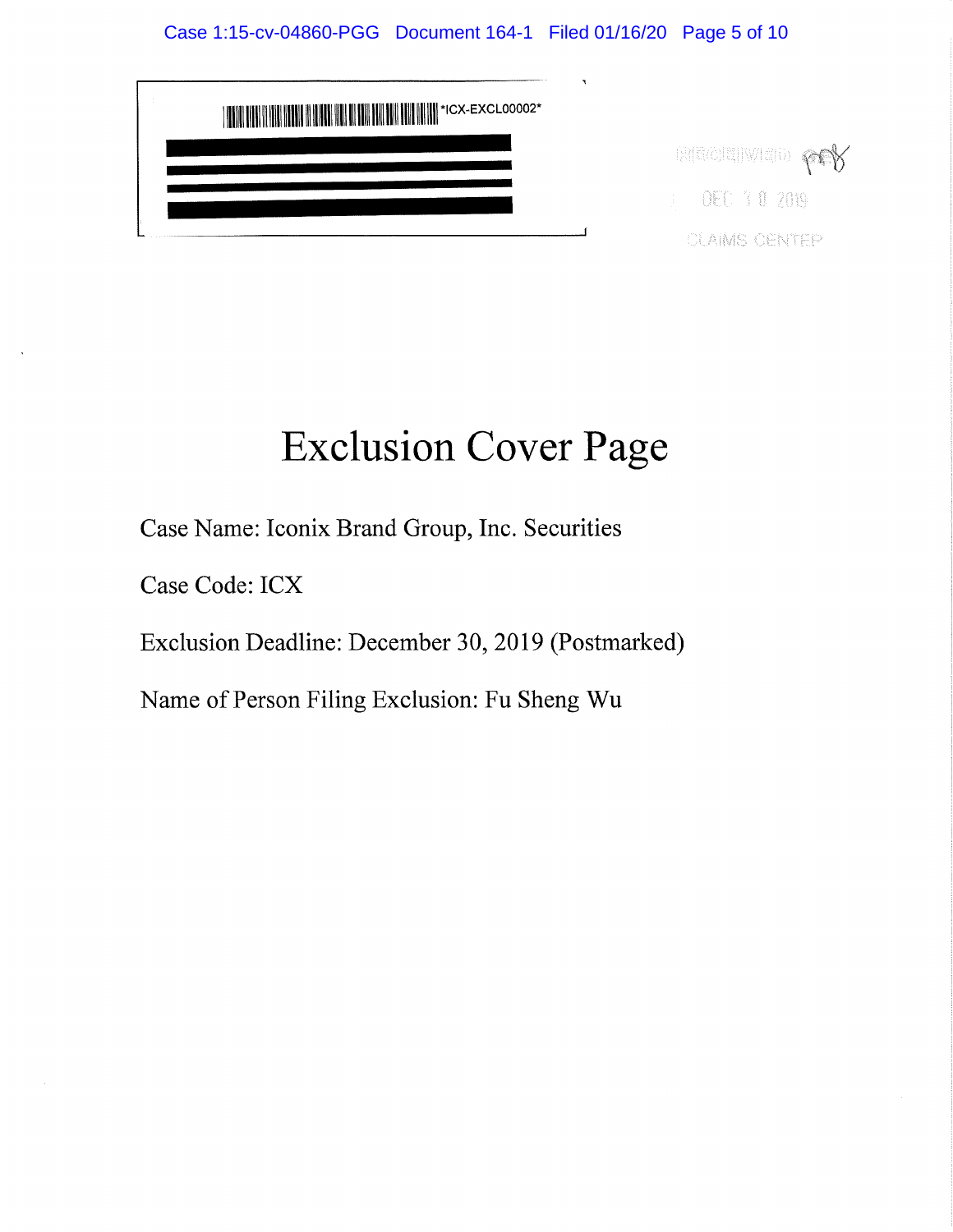*ICX-EXCL00002*

RECEIVED

DEC 30 2019

CLAIMS CENTER

# Exclusion Cover Page

Case Name: Iconix Brand Group, Inc. Securities

Case Code: ICX

Exclusion Deadline: December 30, 2019 (Postmarked)

Name of Person Filing Exclusion: Fu Sheng Wu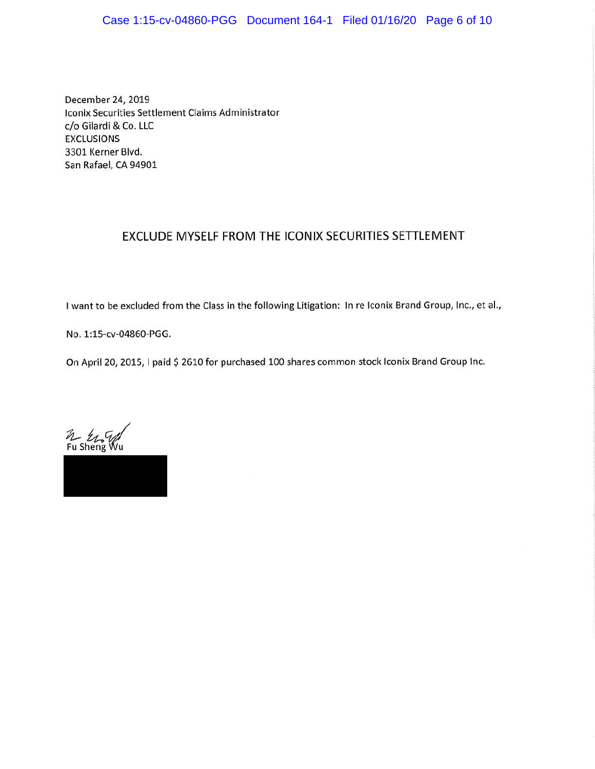December 24, 2019
Iconix Securities Settlement Claims Administrator
c/o Gilardi & Co. LLC
EXCLUSIONS
3301 Kerner Blvd.
San Rafael, CA 94901

## EXCLUDE MYSELF FROM THE ICONIX SECURITIES SETTLEMENT

I want to be excluded from the Class in the following Litigation: In re Iconix Brand Group, Inc., et al., No. 1:15-cv-04860-PGG.

On April 20, 2015, I paid $ 2610 for purchased 100 shares common stock Iconix Brand Group Inc.

Fu Sheng Wu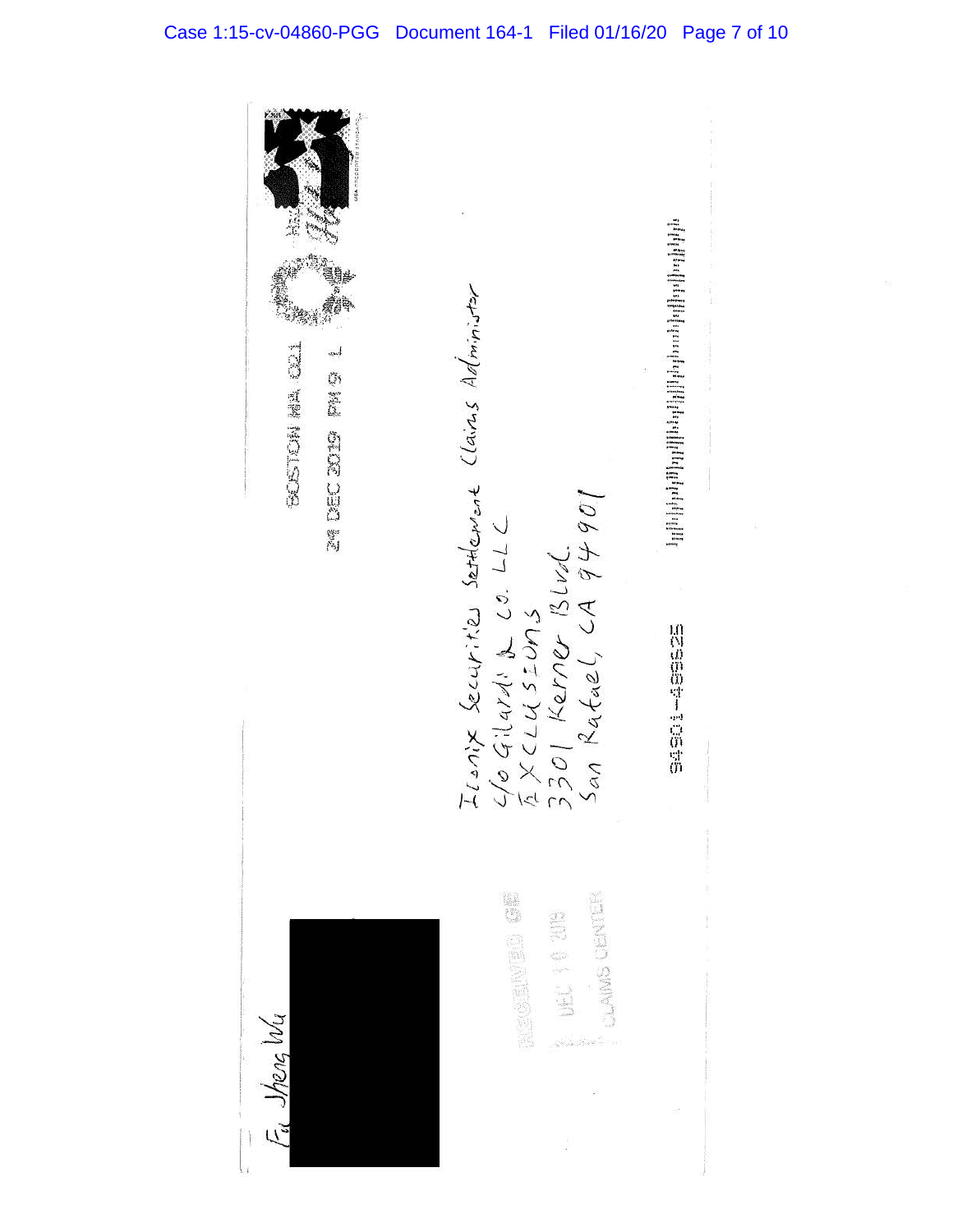Fu Sheng Wu

RECEIVED GB

DEC 10 2019

CLAIMS CENTER

BOSTON MA 021

24 DEC 2019 PM 9 L

Ionix Securities Settlement Claims Administrator
c/o Gilardi & Co. LLC
EXCLUSIONS
3301 Kerner Blvd.
San Rafael, CA 94901

94901-489525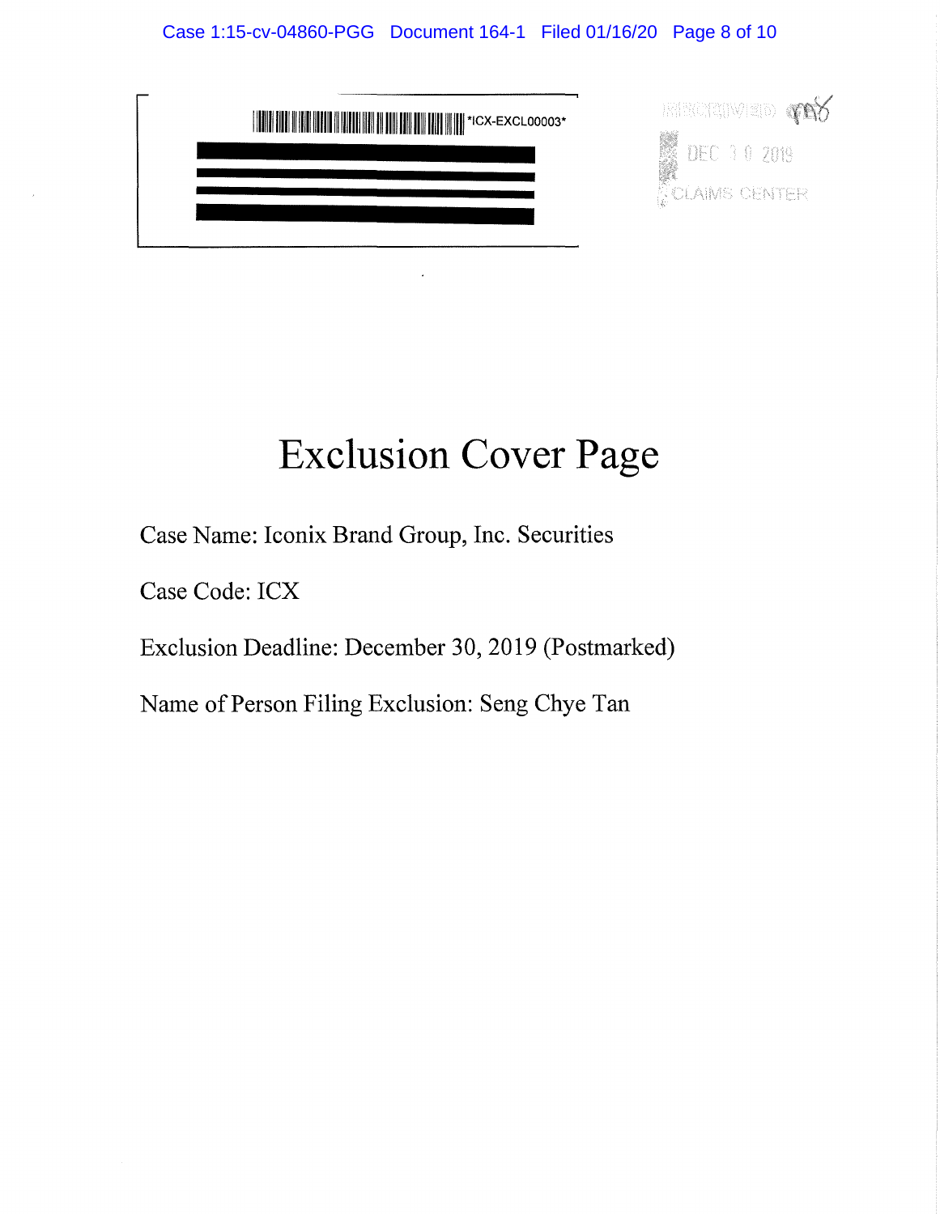*ICX-EXCL00003*

RECEIVED

DEC 30 2019

CLAIMS CENTER

# Exclusion Cover Page

Case Name: Iconix Brand Group, Inc. Securities

Case Code: ICX

Exclusion Deadline: December 30, 2019 (Postmarked)

Name of Person Filing Exclusion: Seng Chye Tan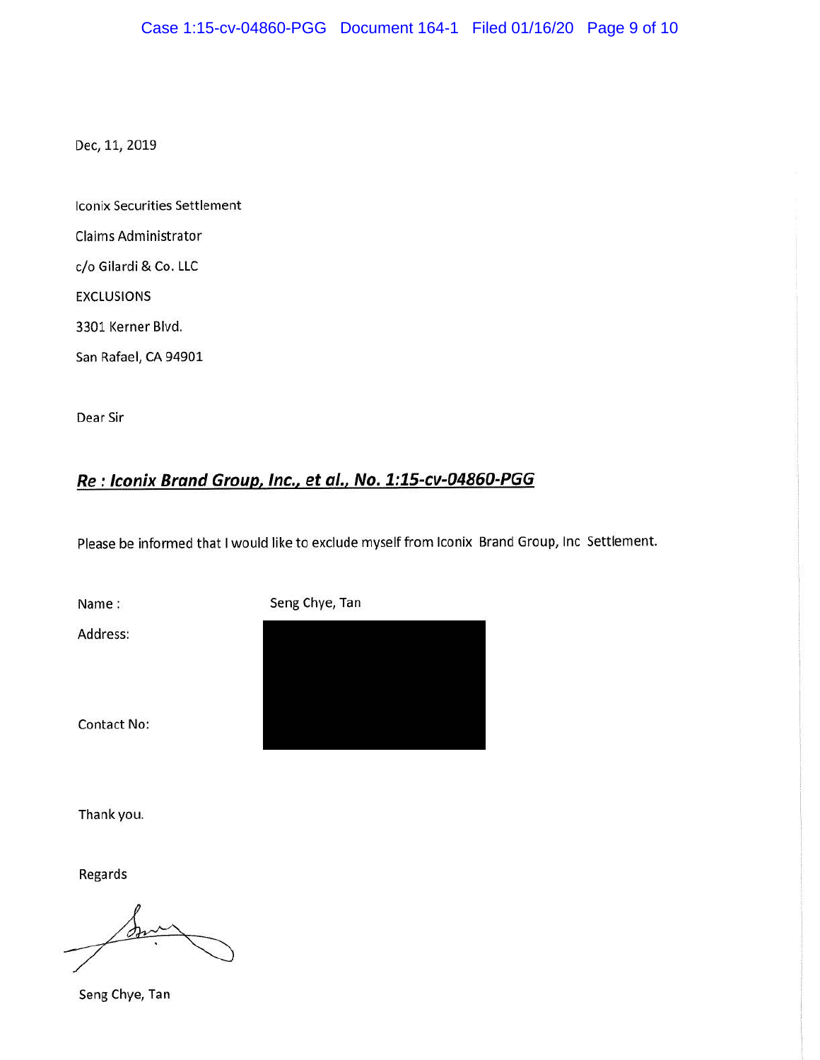Dec, 11, 2019

Iconix Securities Settlement

Claims Administrator

c/o Gilardi & Co. LLC

EXCLUSIONS

3301 Kerner Blvd.

San Rafael, CA 94901

Dear Sir

***Re : Iconix Brand Group, Inc., et al., No. 1:15-cv-04860-PGG***

Please be informed that I would like to exclude myself from Iconix Brand Group, Inc Settlement.

Name : Seng Chye, Tan

Address:

Contact No:

Thank you.

Regards

Seng Chye, Tan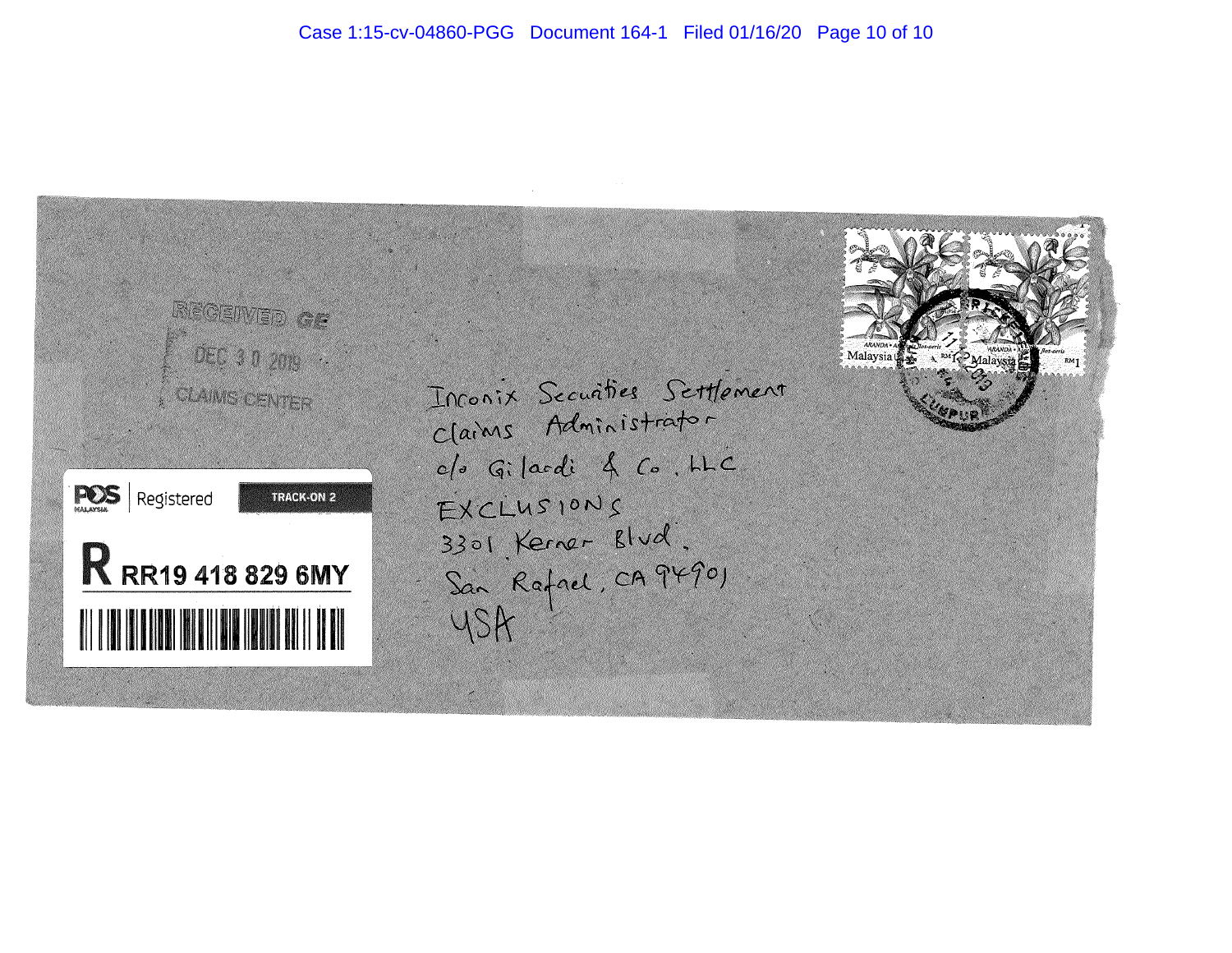RECEIVED GE

DEC 30 2019

CLAIMS CENTER

POS MALAYSIA | Registered | TRACK-ON 2

R RR19 418 829 6MY

Ironix Securities Settlement
Claims Administrator
c/o Gilardi & Co. LLC
EXCLUSIONS
3301 Kerner Blvd.
San Rafael, CA 94901
USA

Malaysia RM1 Malaysia RM1

KUALA LUMPUR 2019